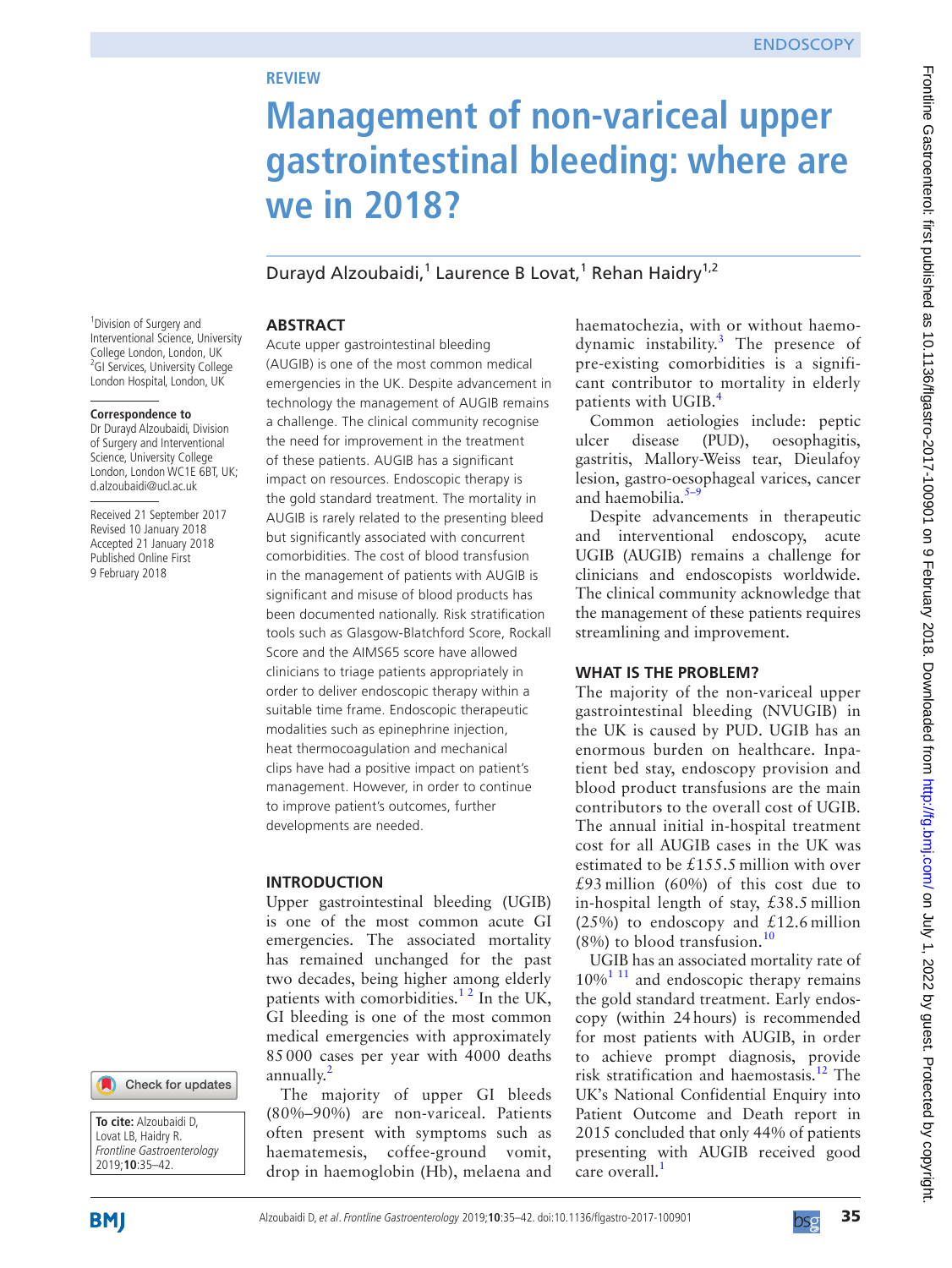REVIEW

# Management of non-variceal upper gastrointestinal bleeding: where are we in 2018?

Durayd Alzoubaidi,[1] Laurence B Lovat,[1] Rehan Haidry[1,2]

[1]Division of Surgery and Interventional Science, University College London, London, UK
[2]GI Services, University College London Hospital, London, UK

**Correspondence to**
Dr Durayd Alzoubaidi, Division of Surgery and Interventional Science, University College London, London WC1E 6BT, UK; d.alzoubaidi@ucl.ac.uk

Received 21 September 2017
Revised 10 January 2018
Accepted 21 January 2018
Published Online First 9 February 2018

**To cite:** Alzoubaidi D, Lovat LB, Haidry R. *Frontline Gastroenterology* 2019;**10**:35–42.

## ABSTRACT

Acute upper gastrointestinal bleeding (AUGIB) is one of the most common medical emergencies in the UK. Despite advancement in technology the management of AUGIB remains a challenge. The clinical community recognise the need for improvement in the treatment of these patients. AUGIB has a significant impact on resources. Endoscopic therapy is the gold standard treatment. The mortality in AUGIB is rarely related to the presenting bleed but significantly associated with concurrent comorbidities. The cost of blood transfusion in the management of patients with AUGIB is significant and misuse of blood products has been documented nationally. Risk stratification tools such as Glasgow-Blatchford Score, Rockall Score and the AIMS65 score have allowed clinicians to triage patients appropriately in order to deliver endoscopic therapy within a suitable time frame. Endoscopic therapeutic modalities such as epinephrine injection, heat thermocoagulation and mechanical clips have had a positive impact on patient's management. However, in order to continue to improve patient's outcomes, further developments are needed.

## INTRODUCTION

Upper gastrointestinal bleeding (UGIB) is one of the most common acute GI emergencies. The associated mortality has remained unchanged for the past two decades, being higher among elderly patients with comorbidities.[1,2] In the UK, GI bleeding is one of the most common medical emergencies with approximately 85 000 cases per year with 4000 deaths annually.[2]

The majority of upper GI bleeds (80%–90%) are non-variceal. Patients often present with symptoms such as haematemesis, coffee-ground vomit, drop in haemoglobin (Hb), melaena and haematochezia, with or without haemodynamic instability.[3] The presence of pre-existing comorbidities is a significant contributor to mortality in elderly patients with UGIB.[4]

Common aetiologies include: peptic ulcer disease (PUD), oesophagitis, gastritis, Mallory-Weiss tear, Dieulafoy lesion, gastro-oesophageal varices, cancer and haemobilia.[5–9]

Despite advancements in therapeutic and interventional endoscopy, acute UGIB (AUGIB) remains a challenge for clinicians and endoscopists worldwide. The clinical community acknowledge that the management of these patients requires streamlining and improvement.

## WHAT IS THE PROBLEM?

The majority of the non-variceal upper gastrointestinal bleeding (NVUGIB) in the UK is caused by PUD. UGIB has an enormous burden on healthcare. Inpatient bed stay, endoscopy provision and blood product transfusions are the main contributors to the overall cost of UGIB. The annual initial in-hospital treatment cost for all AUGIB cases in the UK was estimated to be £155.5 million with over £93 million (60%) of this cost due to in-hospital length of stay, £38.5 million (25%) to endoscopy and £12.6 million (8%) to blood transfusion.[10]

UGIB has an associated mortality rate of 10%[1,11] and endoscopic therapy remains the gold standard treatment. Early endoscopy (within 24 hours) is recommended for most patients with AUGIB, in order to achieve prompt diagnosis, provide risk stratification and haemostasis.[12] The UK's National Confidential Enquiry into Patient Outcome and Death report in 2015 concluded that only 44% of patients presenting with AUGIB received good care overall.[1]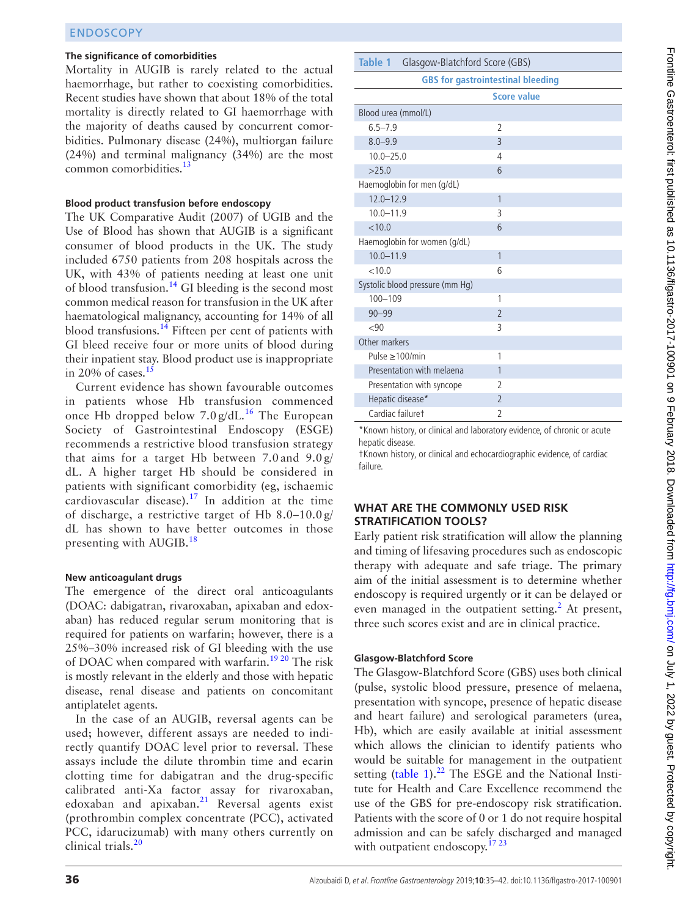### The significance of comorbidities

Mortality in AUGIB is rarely related to the actual haemorrhage, but rather to coexisting comorbidities. Recent studies have shown that about 18% of the total mortality is directly related to GI haemorrhage with the majority of deaths caused by concurrent comorbidities. Pulmonary disease (24%), multiorgan failure (24%) and terminal malignancy (34%) are the most common comorbidities.[13]

### Blood product transfusion before endoscopy

The UK Comparative Audit (2007) of UGIB and the Use of Blood has shown that AUGIB is a significant consumer of blood products in the UK. The study included 6750 patients from 208 hospitals across the UK, with 43% of patients needing at least one unit of blood transfusion.[14] GI bleeding is the second most common medical reason for transfusion in the UK after haematological malignancy, accounting for 14% of all blood transfusions.[14] Fifteen per cent of patients with GI bleed receive four or more units of blood during their inpatient stay. Blood product use is inappropriate in 20% of cases.[15]

Current evidence has shown favourable outcomes in patients whose Hb transfusion commenced once Hb dropped below 7.0 g/dL.[16] The European Society of Gastrointestinal Endoscopy (ESGE) recommends a restrictive blood transfusion strategy that aims for a target Hb between 7.0 and 9.0 g/dL. A higher target Hb should be considered in patients with significant comorbidity (eg, ischaemic cardiovascular disease).[17] In addition at the time of discharge, a restrictive target of Hb 8.0–10.0 g/dL has shown to have better outcomes in those presenting with AUGIB.[18]

### New anticoagulant drugs

The emergence of the direct oral anticoagulants (DOAC: dabigatran, rivaroxaban, apixaban and edoxaban) has reduced regular serum monitoring that is required for patients on warfarin; however, there is a 25%–30% increased risk of GI bleeding with the use of DOAC when compared with warfarin.[19,20] The risk is mostly relevant in the elderly and those with hepatic disease, renal disease and patients on concomitant antiplatelet agents.

In the case of an AUGIB, reversal agents can be used; however, different assays are needed to indirectly quantify DOAC level prior to reversal. These assays include the dilute thrombin time and ecarin clotting time for dabigatran and the drug-specific calibrated anti-Xa factor assay for rivaroxaban, edoxaban and apixaban.[21] Reversal agents exist (prothrombin complex concentrate (PCC), activated PCC, idarucizumab) with many others currently on clinical trials.[20]

**Table 1** Glasgow-Blatchford Score (GBS)

| GBS for gastrointestinal bleeding | Score value |
|---|---|
| **Blood urea (mmol/L)** | |
| 6.5–7.9 | 2 |
| 8.0–9.9 | 3 |
| 10.0–25.0 | 4 |
| >25.0 | 6 |
| **Haemoglobin for men (g/dL)** | |
| 12.0–12.9 | 1 |
| 10.0–11.9 | 3 |
| <10.0 | 6 |
| **Haemoglobin for women (g/dL)** | |
| 10.0–11.9 | 1 |
| <10.0 | 6 |
| **Systolic blood pressure (mm Hg)** | |
| 100–109 | 1 |
| 90–99 | 2 |
| <90 | 3 |
| **Other markers** | |
| Pulse ≥100/min | 1 |
| Presentation with melaena | 1 |
| Presentation with syncope | 2 |
| Hepatic disease* | 2 |
| Cardiac failure† | 2 |

*Known history, or clinical and laboratory evidence, of chronic or acute hepatic disease.
†Known history, or clinical and echocardiographic evidence, of cardiac failure.

## WHAT ARE THE COMMONLY USED RISK STRATIFICATION TOOLS?

Early patient risk stratification will allow the planning and timing of lifesaving procedures such as endoscopic therapy with adequate and safe triage. The primary aim of the initial assessment is to determine whether endoscopy is required urgently or it can be delayed or even managed in the outpatient setting.[2] At present, three such scores exist and are in clinical practice.

### Glasgow-Blatchford Score

The Glasgow-Blatchford Score (GBS) uses both clinical (pulse, systolic blood pressure, presence of melaena, presentation with syncope, presence of hepatic disease and heart failure) and serological parameters (urea, Hb), which are easily available at initial assessment which allows the clinician to identify patients who would be suitable for management in the outpatient setting (table 1).[22] The ESGE and the National Institute for Health and Care Excellence recommend the use of the GBS for pre-endoscopy risk stratification. Patients with the score of 0 or 1 do not require hospital admission and can be safely discharged and managed with outpatient endoscopy.[17,23]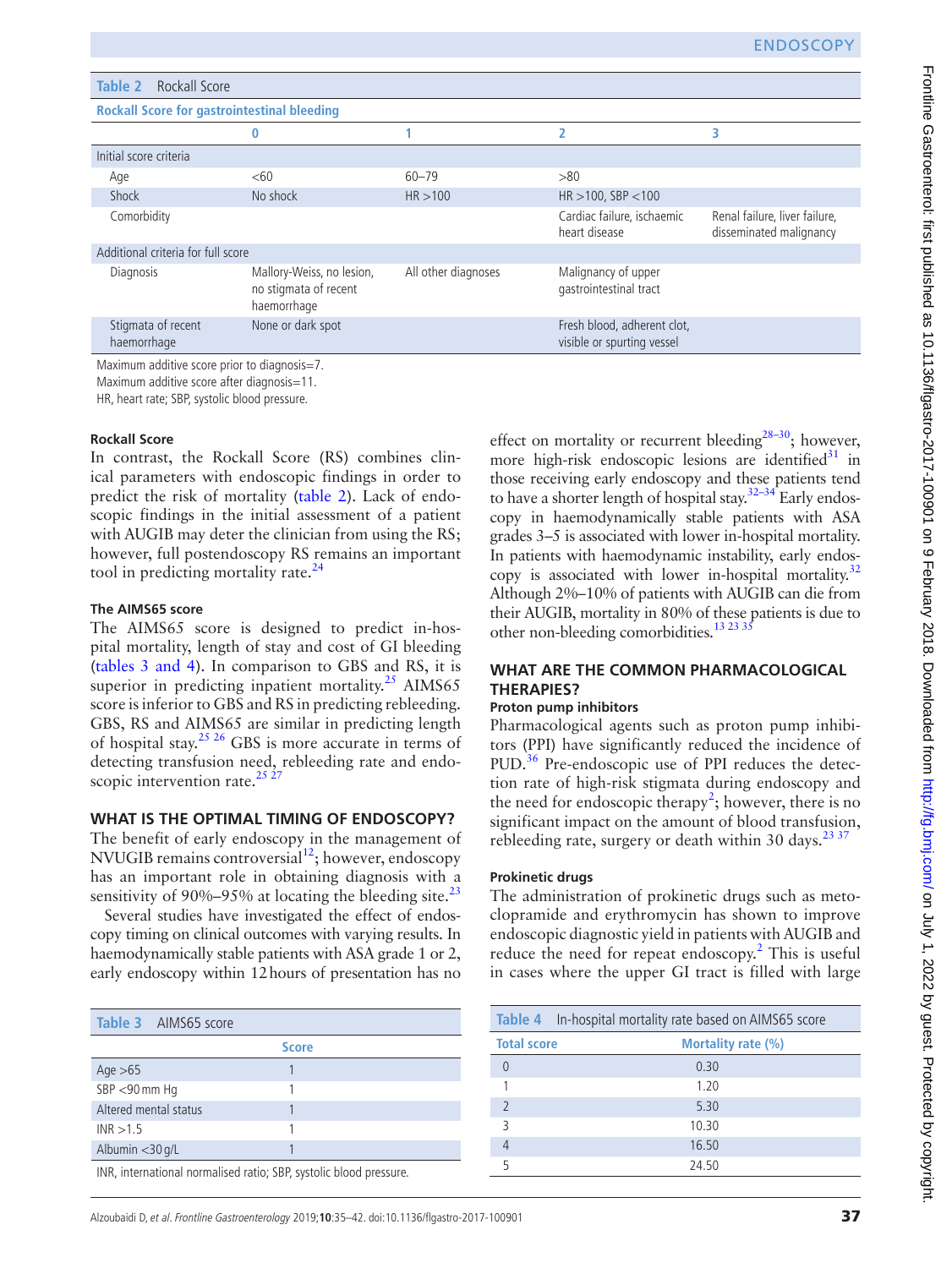**Table 2** Rockall Score

| Rockall Score for gastrointestinal bleeding | | | | |
|---|---|---|---|---|
| | 0 | 1 | 2 | 3 |
| Initial score criteria | | | | |
| Age | <60 | 60–79 | >80 | |
| Shock | No shock | HR >100 | HR >100, SBP <100 | |
| Comorbidity | | | Cardiac failure, ischaemic heart disease | Renal failure, liver failure, disseminated malignancy |
| Additional criteria for full score | | | | |
| Diagnosis | Mallory-Weiss, no lesion, no stigmata of recent haemorrhage | All other diagnoses | Malignancy of upper gastrointestinal tract | |
| Stigmata of recent haemorrhage | None or dark spot | | Fresh blood, adherent clot, visible or spurting vessel | |

Maximum additive score prior to diagnosis=7.
Maximum additive score after diagnosis=11.
HR, heart rate; SBP, systolic blood pressure.

#### Rockall Score

In contrast, the Rockall Score (RS) combines clinical parameters with endoscopic findings in order to predict the risk of mortality (table 2). Lack of endoscopic findings in the initial assessment of a patient with AUGIB may deter the clinician from using the RS; however, full postendoscopy RS remains an important tool in predicting mortality rate.[24]

#### The AIMS65 score

The AIMS65 score is designed to predict in-hospital mortality, length of stay and cost of GI bleeding (tables 3 and 4). In comparison to GBS and RS, it is superior in predicting inpatient mortality.[25] AIMS65 score is inferior to GBS and RS in predicting rebleeding. GBS, RS and AIMS65 are similar in predicting length of hospital stay.[25 26] GBS is more accurate in terms of detecting transfusion need, rebleeding rate and endoscopic intervention rate.[25 27]

## WHAT IS THE OPTIMAL TIMING OF ENDOSCOPY?

The benefit of early endoscopy in the management of NVUGIB remains controversial[12]; however, endoscopy has an important role in obtaining diagnosis with a sensitivity of 90%–95% at locating the bleeding site.[23]

Several studies have investigated the effect of endoscopy timing on clinical outcomes with varying results. In haemodynamically stable patients with ASA grade 1 or 2, early endoscopy within 12 hours of presentation has no effect on mortality or recurrent bleeding[28–30]; however, more high-risk endoscopic lesions are identified[31] in those receiving early endoscopy and these patients tend to have a shorter length of hospital stay.[32–34] Early endoscopy in haemodynamically stable patients with ASA grades 3–5 is associated with lower in-hospital mortality. In patients with haemodynamic instability, early endoscopy is associated with lower in-hospital mortality.[32] Although 2%–10% of patients with AUGIB can die from their AUGIB, mortality in 80% of these patients is due to other non-bleeding comorbidities.[13 23 35]

## WHAT ARE THE COMMON PHARMACOLOGICAL THERAPIES?

#### Proton pump inhibitors

Pharmacological agents such as proton pump inhibitors (PPI) have significantly reduced the incidence of PUD.[36] Pre-endoscopic use of PPI reduces the detection rate of high-risk stigmata during endoscopy and the need for endoscopic therapy[2]; however, there is no significant impact on the amount of blood transfusion, rebleeding rate, surgery or death within 30 days.[23 37]

#### Prokinetic drugs

The administration of prokinetic drugs such as metoclopramide and erythromycin has shown to improve endoscopic diagnostic yield in patients with AUGIB and reduce the need for repeat endoscopy.[2] This is useful in cases where the upper GI tract is filled with large

**Table 3** AIMS65 score

| | Score |
|---|---|
| Age >65 | 1 |
| SBP <90 mm Hg | 1 |
| Altered mental status | 1 |
| INR >1.5 | 1 |
| Albumin <30 g/L | 1 |

INR, international normalised ratio; SBP, systolic blood pressure.

**Table 4** In-hospital mortality rate based on AIMS65 score

| Total score | Mortality rate (%) |
|---|---|
| 0 | 0.30 |
| 1 | 1.20 |
| 2 | 5.30 |
| 3 | 10.30 |
| 4 | 16.50 |
| 5 | 24.50 |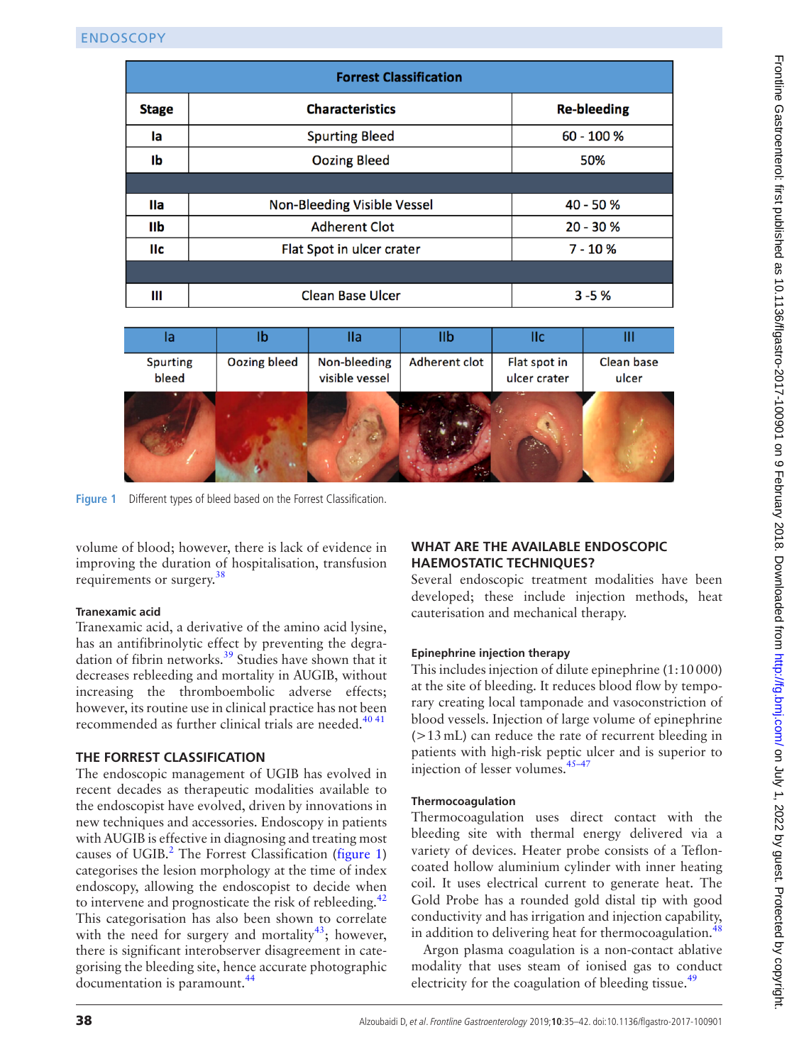| Forrest Classification | | |
|---|---|---|
| **Stage** | **Characteristics** | **Re-bleeding** |
| Ia | Spurting Bleed | 60 - 100 % |
| Ib | Oozing Bleed | 50% |
| IIa | Non-Bleeding Visible Vessel | 40 - 50 % |
| IIb | Adherent Clot | 20 - 30 % |
| IIc | Flat Spot in ulcer crater | 7 - 10 % |
| III | Clean Base Ulcer | 3 -5 % |

| Ia | Ib | IIa | IIb | IIc | III |
|---|---|---|---|---|---|
| Spurting bleed | Oozing bleed | Non-bleeding visible vessel | Adherent clot | Flat spot in ulcer crater | Clean base ulcer |

**Figure 1** Different types of bleed based on the Forrest Classification.

volume of blood; however, there is lack of evidence in improving the duration of hospitalisation, transfusion requirements or surgery.[38]

#### Tranexamic acid

Tranexamic acid, a derivative of the amino acid lysine, has an antifibrinolytic effect by preventing the degradation of fibrin networks.[39] Studies have shown that it decreases rebleeding and mortality in AUGIB, without increasing the thromboembolic adverse effects; however, its routine use in clinical practice has not been recommended as further clinical trials are needed.[40 41]

## THE FORREST CLASSIFICATION

The endoscopic management of UGIB has evolved in recent decades as therapeutic modalities available to the endoscopist have evolved, driven by innovations in new techniques and accessories. Endoscopy in patients with AUGIB is effective in diagnosing and treating most causes of UGIB.[2] The Forrest Classification (figure 1) categorises the lesion morphology at the time of index endoscopy, allowing the endoscopist to decide when to intervene and prognosticate the risk of rebleeding.[42] This categorisation has also been shown to correlate with the need for surgery and mortality[43]; however, there is significant interobserver disagreement in categorising the bleeding site, hence accurate photographic documentation is paramount.[44]

## WHAT ARE THE AVAILABLE ENDOSCOPIC HAEMOSTATIC TECHNIQUES?

Several endoscopic treatment modalities have been developed; these include injection methods, heat cauterisation and mechanical therapy.

#### Epinephrine injection therapy

This includes injection of dilute epinephrine (1:10 000) at the site of bleeding. It reduces blood flow by temporary creating local tamponade and vasoconstriction of blood vessels. Injection of large volume of epinephrine (>13 mL) can reduce the rate of recurrent bleeding in patients with high-risk peptic ulcer and is superior to injection of lesser volumes.[45–47]

#### Thermocoagulation

Thermocoagulation uses direct contact with the bleeding site with thermal energy delivered via a variety of devices. Heater probe consists of a Teflon-coated hollow aluminium cylinder with inner heating coil. It uses electrical current to generate heat. The Gold Probe has a rounded gold distal tip with good conductivity and has irrigation and injection capability, in addition to delivering heat for thermocoagulation.[48]

Argon plasma coagulation is a non-contact ablative modality that uses steam of ionised gas to conduct electricity for the coagulation of bleeding tissue.[49]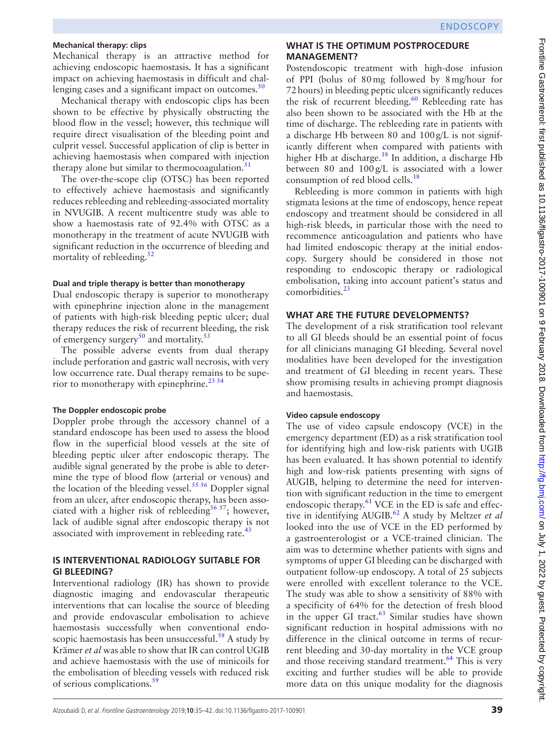### Mechanical therapy: clips

Mechanical therapy is an attractive method for achieving endoscopic haemostasis. It has a significant impact on achieving haemostasis in difficult and challenging cases and a significant impact on outcomes.[50]

Mechanical therapy with endoscopic clips has been shown to be effective by physically obstructing the blood flow in the vessel; however, this technique will require direct visualisation of the bleeding point and culprit vessel. Successful application of clip is better in achieving haemostasis when compared with injection therapy alone but similar to thermocoagulation.[51]

The over-the-scope clip (OTSC) has been reported to effectively achieve haemostasis and significantly reduces rebleeding and rebleeding-associated mortality in NVUGIB. A recent multicentre study was able to show a haemostasis rate of 92.4% with OTSC as a monotherapy in the treatment of acute NVUGIB with significant reduction in the occurrence of bleeding and mortality of rebleeding.[52]

### Dual and triple therapy is better than monotherapy

Dual endoscopic therapy is superior to monotherapy with epinephrine injection alone in the management of patients with high-risk bleeding peptic ulcer; dual therapy reduces the risk of recurrent bleeding, the risk of emergency surgery[50] and mortality.[53]

The possible adverse events from dual therapy include perforation and gastric wall necrosis, with very low occurrence rate. Dual therapy remains to be superior to monotherapy with epinephrine.[23 54]

### The Doppler endoscopic probe

Doppler probe through the accessory channel of a standard endoscope has been used to assess the blood flow in the superficial blood vessels at the site of bleeding peptic ulcer after endoscopic therapy. The audible signal generated by the probe is able to determine the type of blood flow (arterial or venous) and the location of the bleeding vessel.[55 56] Doppler signal from an ulcer, after endoscopic therapy, has been associated with a higher risk of rebleeding[56 57]; however, lack of audible signal after endoscopic therapy is not associated with improvement in rebleeding rate.[43]

## IS INTERVENTIONAL RADIOLOGY SUITABLE FOR GI BLEEDING?

Interventional radiology (IR) has shown to provide diagnostic imaging and endovascular therapeutic interventions that can localise the source of bleeding and provide endovascular embolisation to achieve haemostasis successfully when conventional endoscopic haemostasis has been unsuccessful.[58] A study by Krämer *et al* was able to show that IR can control UGIB and achieve haemostasis with the use of minicoils for the embolisation of bleeding vessels with reduced risk of serious complications.[59]

## WHAT IS THE OPTIMUM POSTPROCEDURE MANAGEMENT?

Postendoscopic treatment with high-dose infusion of PPI (bolus of 80 mg followed by 8 mg/hour for 72 hours) in bleeding peptic ulcers significantly reduces the risk of recurrent bleeding.[60] Rebleeding rate has also been shown to be associated with the Hb at the time of discharge. The rebleeding rate in patients with a discharge Hb between 80 and 100 g/L is not significantly different when compared with patients with higher Hb at discharge.[18] In addition, a discharge Hb between 80 and 100 g/L is associated with a lower consumption of red blood cells.[18]

Rebleeding is more common in patients with high stigmata lesions at the time of endoscopy, hence repeat endoscopy and treatment should be considered in all high-risk bleeds, in particular those with the need to recommence anticoagulation and patients who have had limited endoscopic therapy at the initial endoscopy. Surgery should be considered in those not responding to endoscopic therapy or radiological embolisation, taking into account patient's status and comorbidities.[23]

## WHAT ARE THE FUTURE DEVELOPMENTS?

The development of a risk stratification tool relevant to all GI bleeds should be an essential point of focus for all clinicians managing GI bleeding. Several novel modalities have been developed for the investigation and treatment of GI bleeding in recent years. These show promising results in achieving prompt diagnosis and haemostasis.

### Video capsule endoscopy

The use of video capsule endoscopy (VCE) in the emergency department (ED) as a risk stratification tool for identifying high and low-risk patients with UGIB has been evaluated. It has shown potential to identify high and low-risk patients presenting with signs of AUGIB, helping to determine the need for intervention with significant reduction in the time to emergent endoscopic therapy.[61] VCE in the ED is safe and effective in identifying AUGIB.[62] A study by Meltzer *et al* looked into the use of VCE in the ED performed by a gastroenterologist or a VCE-trained clinician. The aim was to determine whether patients with signs and symptoms of upper GI bleeding can be discharged with outpatient follow-up endoscopy. A total of 25 subjects were enrolled with excellent tolerance to the VCE. The study was able to show a sensitivity of 88% with a specificity of 64% for the detection of fresh blood in the upper GI tract.[63] Similar studies have shown significant reduction in hospital admissions with no difference in the clinical outcome in terms of recurrent bleeding and 30-day mortality in the VCE group and those receiving standard treatment.[64] This is very exciting and further studies will be able to provide more data on this unique modality for the diagnosis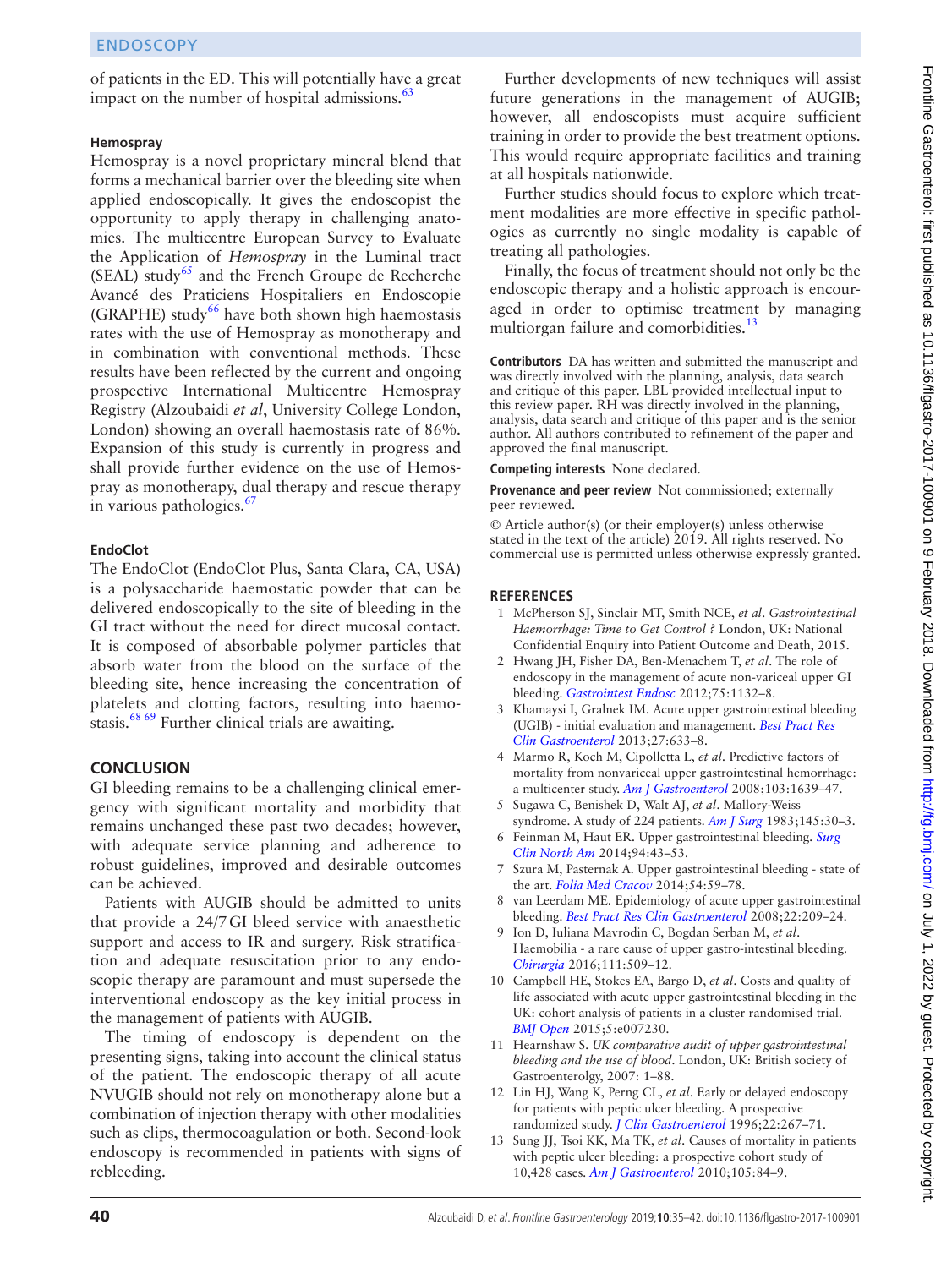of patients in the ED. This will potentially have a great impact on the number of hospital admissions.[63]

#### Hemospray

Hemospray is a novel proprietary mineral blend that forms a mechanical barrier over the bleeding site when applied endoscopically. It gives the endoscopist the opportunity to apply therapy in challenging anatomies. The multicentre European Survey to Evaluate the Application of *Hemospray* in the Luminal tract (SEAL) study[65] and the French Groupe de Recherche Avancé des Praticiens Hospitaliers en Endoscopie (GRAPHE) study[66] have both shown high haemostasis rates with the use of Hemospray as monotherapy and in combination with conventional methods. These results have been reflected by the current and ongoing prospective International Multicentre Hemospray Registry (Alzoubaidi *et al*, University College London, London) showing an overall haemostasis rate of 86%. Expansion of this study is currently in progress and shall provide further evidence on the use of Hemospray as monotherapy, dual therapy and rescue therapy in various pathologies.[67]

#### EndoClot

The EndoClot (EndoClot Plus, Santa Clara, CA, USA) is a polysaccharide haemostatic powder that can be delivered endoscopically to the site of bleeding in the GI tract without the need for direct mucosal contact. It is composed of absorbable polymer particles that absorb water from the blood on the surface of the bleeding site, hence increasing the concentration of platelets and clotting factors, resulting into haemostasis.[68 69] Further clinical trials are awaiting.

## CONCLUSION

GI bleeding remains to be a challenging clinical emergency with significant mortality and morbidity that remains unchanged these past two decades; however, with adequate service planning and adherence to robust guidelines, improved and desirable outcomes can be achieved.

Patients with AUGIB should be admitted to units that provide a 24/7 GI bleed service with anaesthetic support and access to IR and surgery. Risk stratification and adequate resuscitation prior to any endoscopic therapy are paramount and must supersede the interventional endoscopy as the key initial process in the management of patients with AUGIB.

The timing of endoscopy is dependent on the presenting signs, taking into account the clinical status of the patient. The endoscopic therapy of all acute NVUGIB should not rely on monotherapy alone but a combination of injection therapy with other modalities such as clips, thermocoagulation or both. Second-look endoscopy is recommended in patients with signs of rebleeding.

Further developments of new techniques will assist future generations in the management of AUGIB; however, all endoscopists must acquire sufficient training in order to provide the best treatment options. This would require appropriate facilities and training at all hospitals nationwide.

Further studies should focus to explore which treatment modalities are more effective in specific pathologies as currently no single modality is capable of treating all pathologies.

Finally, the focus of treatment should not only be the endoscopic therapy and a holistic approach is encouraged in order to optimise treatment by managing multiorgan failure and comorbidities.[13]

**Contributors** DA has written and submitted the manuscript and was directly involved with the planning, analysis, data search and critique of this paper. LBL provided intellectual input to this review paper. RH was directly involved in the planning, analysis, data search and critique of this paper and is the senior author. All authors contributed to refinement of the paper and approved the final manuscript.

**Competing interests** None declared.

**Provenance and peer review** Not commissioned; externally peer reviewed.

© Article author(s) (or their employer(s) unless otherwise stated in the text of the article) 2019. All rights reserved. No commercial use is permitted unless otherwise expressly granted.

## REFERENCES

1. McPherson SJ, Sinclair MT, Smith NCE, *et al*. *Gastrointestinal Haemorrhage: Time to Get Control ?* London, UK: National Confidential Enquiry into Patient Outcome and Death, 2015.
2. Hwang JH, Fisher DA, Ben-Menachem T, *et al*. The role of endoscopy in the management of acute non-variceal upper GI bleeding. *Gastrointest Endosc* 2012;75:1132–8.
3. Khamaysi I, Gralnek IM. Acute upper gastrointestinal bleeding (UGIB) - initial evaluation and management. *Best Pract Res Clin Gastroenterol* 2013;27:633–8.
4. Marmo R, Koch M, Cipolletta L, *et al*. Predictive factors of mortality from nonvariceal upper gastrointestinal hemorrhage: a multicenter study. *Am J Gastroenterol* 2008;103:1639–47.
5. Sugawa C, Benishek D, Walt AJ, *et al*. Mallory-Weiss syndrome. A study of 224 patients. *Am J Surg* 1983;145:30–3.
6. Feinman M, Haut ER. Upper gastrointestinal bleeding. *Surg Clin North Am* 2014;94:43–53.
7. Szura M, Pasternak A. Upper gastrointestinal bleeding - state of the art. *Folia Med Cracov* 2014;54:59–78.
8. van Leerdam ME. Epidemiology of acute upper gastrointestinal bleeding. *Best Pract Res Clin Gastroenterol* 2008;22:209–24.
9. Ion D, Iuliana Mavrodin C, Bogdan Serban M, *et al*. Haemobilia - a rare cause of upper gastro-intestinal bleeding. *Chirurgia* 2016;111:509–12.
10. Campbell HE, Stokes EA, Bargo D, *et al*. Costs and quality of life associated with acute upper gastrointestinal bleeding in the UK: cohort analysis of patients in a cluster randomised trial. *BMJ Open* 2015;5:e007230.
11. Hearnshaw S. *UK comparative audit of upper gastrointestinal bleeding and the use of blood*. London, UK: British society of Gastroenterolgy, 2007: 1–88.
12. Lin HJ, Wang K, Perng CL, *et al*. Early or delayed endoscopy for patients with peptic ulcer bleeding. A prospective randomized study. *J Clin Gastroenterol* 1996;22:267–71.
13. Sung JJ, Tsoi KK, Ma TK, *et al*. Causes of mortality in patients with peptic ulcer bleeding: a prospective cohort study of 10,428 cases. *Am J Gastroenterol* 2010;105:84–9.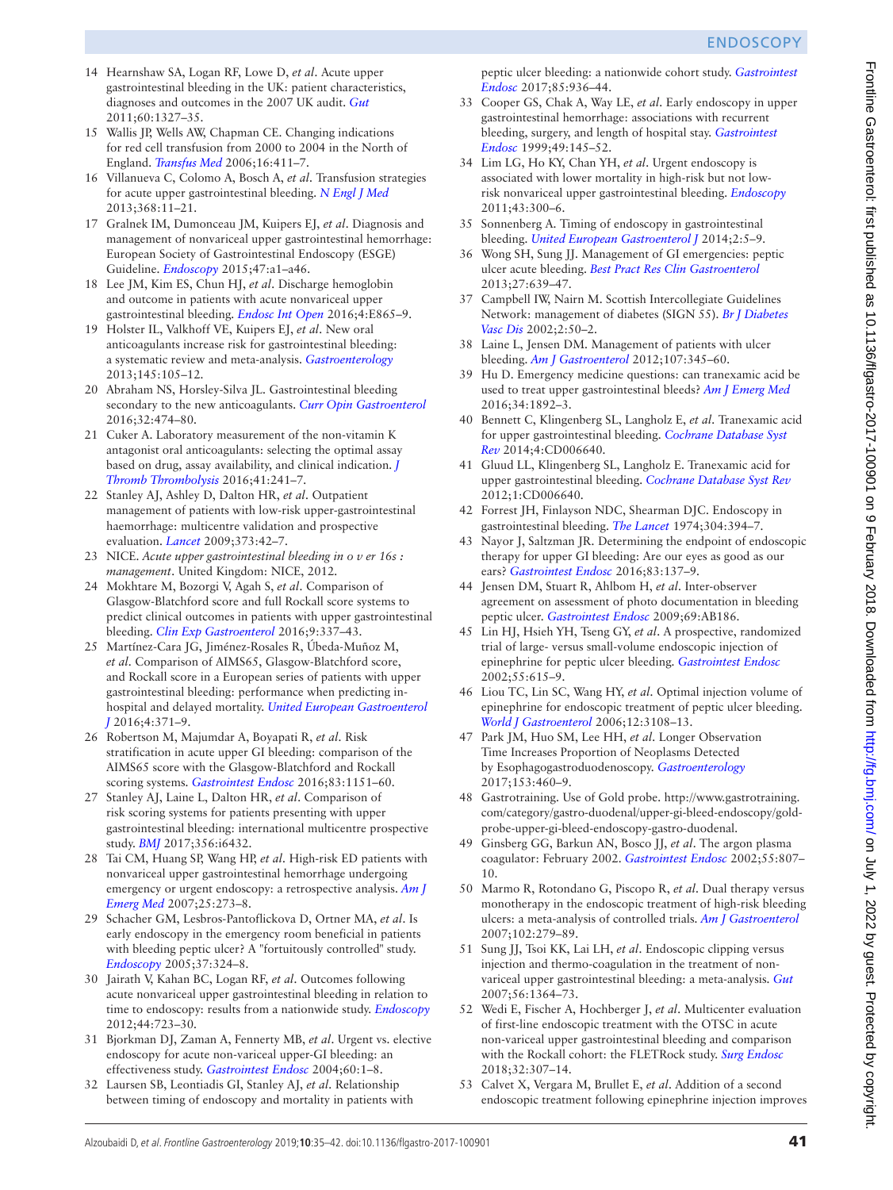14 Hearnshaw SA, Logan RF, Lowe D, *et al*. Acute upper gastrointestinal bleeding in the UK: patient characteristics, diagnoses and outcomes in the 2007 UK audit. *Gut* 2011;60:1327–35.

15 Wallis JP, Wells AW, Chapman CE. Changing indications for red cell transfusion from 2000 to 2004 in the North of England. *Transfus Med* 2006;16:411–7.

16 Villanueva C, Colomo A, Bosch A, *et al*. Transfusion strategies for acute upper gastrointestinal bleeding. *N Engl J Med* 2013;368:11–21.

17 Gralnek IM, Dumonceau JM, Kuipers EJ, *et al*. Diagnosis and management of nonvariceal upper gastrointestinal hemorrhage: European Society of Gastrointestinal Endoscopy (ESGE) Guideline. *Endoscopy* 2015;47:a1–a46.

18 Lee JM, Kim ES, Chun HJ, *et al*. Discharge hemoglobin and outcome in patients with acute nonvariceal upper gastrointestinal bleeding. *Endosc Int Open* 2016;4:E865–9.

19 Holster IL, Valkhoff VE, Kuipers EJ, *et al*. New oral anticoagulants increase risk for gastrointestinal bleeding: a systematic review and meta-analysis. *Gastroenterology* 2013;145:105–12.

20 Abraham NS, Horsley-Silva JL. Gastrointestinal bleeding secondary to the new anticoagulants. *Curr Opin Gastroenterol* 2016;32:474–80.

21 Cuker A. Laboratory measurement of the non-vitamin K antagonist oral anticoagulants: selecting the optimal assay based on drug, assay availability, and clinical indication. *J Thromb Thrombolysis* 2016;41:241–7.

22 Stanley AJ, Ashley D, Dalton HR, *et al*. Outpatient management of patients with low-risk upper-gastrointestinal haemorrhage: multicentre validation and prospective evaluation. *Lancet* 2009;373:42–7.

23 NICE. *Acute upper gastrointestinal bleeding in o v er 16s : management*. United Kingdom: NICE, 2012.

24 Mokhtare M, Bozorgi V, Agah S, *et al*. Comparison of Glasgow-Blatchford score and full Rockall score systems to predict clinical outcomes in patients with upper gastrointestinal bleeding. *Clin Exp Gastroenterol* 2016;9:337–43.

25 Martínez-Cara JG, Jiménez-Rosales R, Úbeda-Muñoz M, *et al*. Comparison of AIMS65, Glasgow-Blatchford score, and Rockall score in a European series of patients with upper gastrointestinal bleeding: performance when predicting in-hospital and delayed mortality. *United European Gastroenterol J* 2016;4:371–9.

26 Robertson M, Majumdar A, Boyapati R, *et al*. Risk stratification in acute upper GI bleeding: comparison of the AIMS65 score with the Glasgow-Blatchford and Rockall scoring systems. *Gastrointest Endosc* 2016;83:1151–60.

27 Stanley AJ, Laine L, Dalton HR, *et al*. Comparison of risk scoring systems for patients presenting with upper gastrointestinal bleeding: international multicentre prospective study. *BMJ* 2017;356:i6432.

28 Tai CM, Huang SP, Wang HP, *et al*. High-risk ED patients with nonvariceal upper gastrointestinal hemorrhage undergoing emergency or urgent endoscopy: a retrospective analysis. *Am J Emerg Med* 2007;25:273–8.

29 Schacher GM, Lesbros-Pantoflickova D, Ortner MA, *et al*. Is early endoscopy in the emergency room beneficial in patients with bleeding peptic ulcer? A "fortuitously controlled" study. *Endoscopy* 2005;37:324–8.

30 Jairath V, Kahan BC, Logan RF, *et al*. Outcomes following acute nonvariceal upper gastrointestinal bleeding in relation to time to endoscopy: results from a nationwide study. *Endoscopy* 2012;44:723–30.

31 Bjorkman DJ, Zaman A, Fennerty MB, *et al*. Urgent vs. elective endoscopy for acute non-variceal upper-GI bleeding: an effectiveness study. *Gastrointest Endosc* 2004;60:1–8.

32 Laursen SB, Leontiadis GI, Stanley AJ, *et al*. Relationship between timing of endoscopy and mortality in patients with peptic ulcer bleeding: a nationwide cohort study. *Gastrointest Endosc* 2017;85:936–44.

33 Cooper GS, Chak A, Way LE, *et al*. Early endoscopy in upper gastrointestinal hemorrhage: associations with recurrent bleeding, surgery, and length of hospital stay. *Gastrointest Endosc* 1999;49:145–52.

34 Lim LG, Ho KY, Chan YH, *et al*. Urgent endoscopy is associated with lower mortality in high-risk but not low-risk nonvariceal upper gastrointestinal bleeding. *Endoscopy* 2011;43:300–6.

35 Sonnenberg A. Timing of endoscopy in gastrointestinal bleeding. *United European Gastroenterol J* 2014;2:5–9.

36 Wong SH, Sung JJ. Management of GI emergencies: peptic ulcer acute bleeding. *Best Pract Res Clin Gastroenterol* 2013;27:639–47.

37 Campbell IW, Nairn M. Scottish Intercollegiate Guidelines Network: management of diabetes (SIGN 55). *Br J Diabetes Vasc Dis* 2002;2:50–2.

38 Laine L, Jensen DM. Management of patients with ulcer bleeding. *Am J Gastroenterol* 2012;107:345–60.

39 Hu D. Emergency medicine questions: can tranexamic acid be used to treat upper gastrointestinal bleeds? *Am J Emerg Med* 2016;34:1892–3.

40 Bennett C, Klingenberg SL, Langholz E, *et al*. Tranexamic acid for upper gastrointestinal bleeding. *Cochrane Database Syst Rev* 2014;4:CD006640.

41 Gluud LL, Klingenberg SL, Langholz E. Tranexamic acid for upper gastrointestinal bleeding. *Cochrane Database Syst Rev* 2012;1:CD006640.

42 Forrest JH, Finlayson NDC, Shearman DJC. Endoscopy in gastrointestinal bleeding. *The Lancet* 1974;304:394–7.

43 Nayor J, Saltzman JR. Determining the endpoint of endoscopic therapy for upper GI bleeding: Are our eyes as good as our ears? *Gastrointest Endosc* 2016;83:137–9.

44 Jensen DM, Stuart R, Ahlbom H, *et al*. Inter-observer agreement on assessment of photo documentation in bleeding peptic ulcer. *Gastrointest Endosc* 2009;69:AB186.

45 Lin HJ, Hsieh YH, Tseng GY, *et al*. A prospective, randomized trial of large- versus small-volume endoscopic injection of epinephrine for peptic ulcer bleeding. *Gastrointest Endosc* 2002;55:615–9.

46 Liou TC, Lin SC, Wang HY, *et al*. Optimal injection volume of epinephrine for endoscopic treatment of peptic ulcer bleeding. *World J Gastroenterol* 2006;12:3108–13.

47 Park JM, Huo SM, Lee HH, *et al*. Longer Observation Time Increases Proportion of Neoplasms Detected by Esophagogastroduodenoscopy. *Gastroenterology* 2017;153:460–9.

48 Gastrotraining. Use of Gold probe. http://www.gastrotraining.com/category/gastro-duodenal/upper-gi-bleed-endoscopy/gold-probe-upper-gi-bleed-endoscopy-gastro-duodenal.

49 Ginsberg GG, Barkun AN, Bosco JJ, *et al*. The argon plasma coagulator: February 2002. *Gastrointest Endosc* 2002;55:807–10.

50 Marmo R, Rotondano G, Piscopo R, *et al*. Dual therapy versus monotherapy in the endoscopic treatment of high-risk bleeding ulcers: a meta-analysis of controlled trials. *Am J Gastroenterol* 2007;102:279–89.

51 Sung JJ, Tsoi KK, Lai LH, *et al*. Endoscopic clipping versus injection and thermo-coagulation in the treatment of non-variceal upper gastrointestinal bleeding: a meta-analysis. *Gut* 2007;56:1364–73.

52 Wedi E, Fischer A, Hochberger J, *et al*. Multicenter evaluation of first-line endoscopic treatment with the OTSC in acute non-variceal upper gastrointestinal bleeding and comparison with the Rockall cohort: the FLETRock study. *Surg Endosc* 2018;32:307–14.

53 Calvet X, Vergara M, Brullet E, *et al*. Addition of a second endoscopic treatment following epinephrine injection improves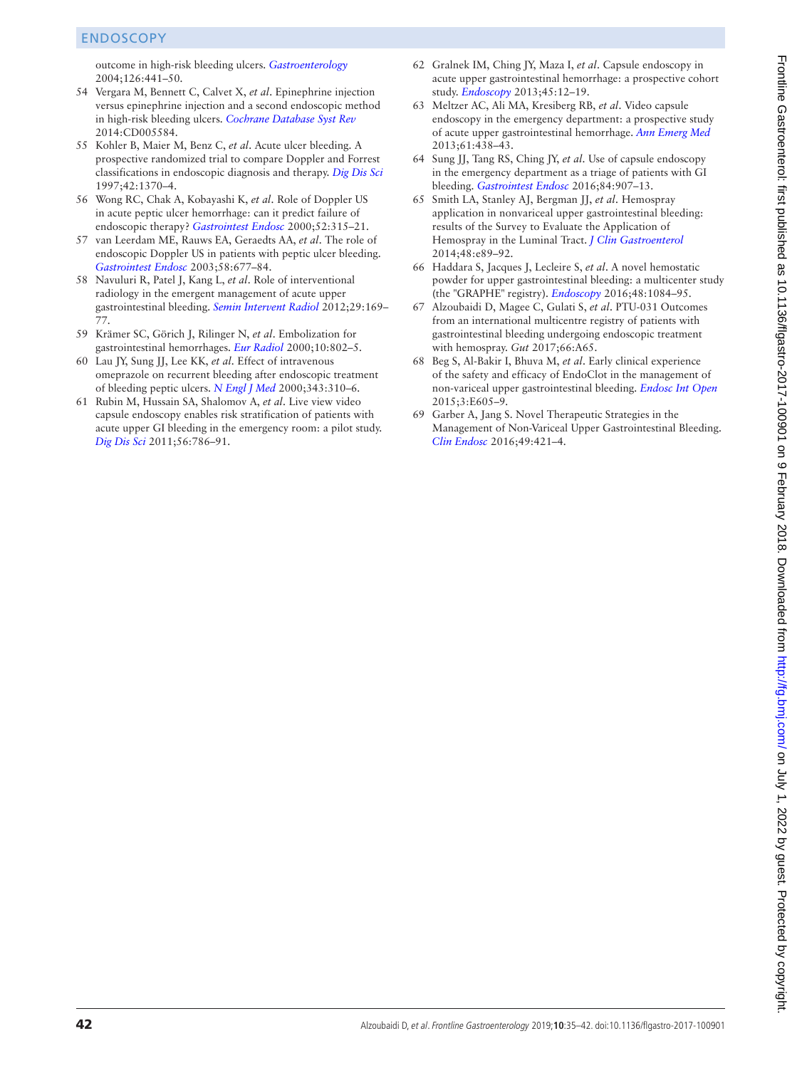outcome in high-risk bleeding ulcers. *Gastroenterology* 2004;126:441–50.

54 Vergara M, Bennett C, Calvet X, *et al*. Epinephrine injection versus epinephrine injection and a second endoscopic method in high-risk bleeding ulcers. *Cochrane Database Syst Rev* 2014:CD005584.

55 Kohler B, Maier M, Benz C, *et al*. Acute ulcer bleeding. A prospective randomized trial to compare Doppler and Forrest classifications in endoscopic diagnosis and therapy. *Dig Dis Sci* 1997;42:1370–4.

56 Wong RC, Chak A, Kobayashi K, *et al*. Role of Doppler US in acute peptic ulcer hemorrhage: can it predict failure of endoscopic therapy? *Gastrointest Endosc* 2000;52:315–21.

57 van Leerdam ME, Rauws EA, Geraedts AA, *et al*. The role of endoscopic Doppler US in patients with peptic ulcer bleeding. *Gastrointest Endosc* 2003;58:677–84.

58 Navuluri R, Patel J, Kang L, *et al*. Role of interventional radiology in the emergent management of acute upper gastrointestinal bleeding. *Semin Intervent Radiol* 2012;29:169–77.

59 Krämer SC, Görich J, Rilinger N, *et al*. Embolization for gastrointestinal hemorrhages. *Eur Radiol* 2000;10:802–5.

60 Lau JY, Sung JJ, Lee KK, *et al*. Effect of intravenous omeprazole on recurrent bleeding after endoscopic treatment of bleeding peptic ulcers. *N Engl J Med* 2000;343:310–6.

61 Rubin M, Hussain SA, Shalomov A, *et al*. Live view video capsule endoscopy enables risk stratification of patients with acute upper GI bleeding in the emergency room: a pilot study. *Dig Dis Sci* 2011;56:786–91.

62 Gralnek IM, Ching JY, Maza I, *et al*. Capsule endoscopy in acute upper gastrointestinal hemorrhage: a prospective cohort study. *Endoscopy* 2013;45:12–19.

63 Meltzer AC, Ali MA, Kresiberg RB, *et al*. Video capsule endoscopy in the emergency department: a prospective study of acute upper gastrointestinal hemorrhage. *Ann Emerg Med* 2013;61:438–43.

64 Sung JJ, Tang RS, Ching JY, *et al*. Use of capsule endoscopy in the emergency department as a triage of patients with GI bleeding. *Gastrointest Endosc* 2016;84:907–13.

65 Smith LA, Stanley AJ, Bergman JJ, *et al*. Hemospray application in nonvariceal upper gastrointestinal bleeding: results of the Survey to Evaluate the Application of Hemospray in the Luminal Tract. *J Clin Gastroenterol* 2014;48:e89–92.

66 Haddara S, Jacques J, Lecleire S, *et al*. A novel hemostatic powder for upper gastrointestinal bleeding: a multicenter study (the "GRAPHE" registry). *Endoscopy* 2016;48:1084–95.

67 Alzoubaidi D, Magee C, Gulati S, *et al*. PTU-031 Outcomes from an international multicentre registry of patients with gastrointestinal bleeding undergoing endoscopic treatment with hemospray. *Gut* 2017;66:A65.

68 Beg S, Al-Bakir I, Bhuva M, *et al*. Early clinical experience of the safety and efficacy of EndoClot in the management of non-variceal upper gastrointestinal bleeding. *Endosc Int Open* 2015;3:E605–9.

69 Garber A, Jang S. Novel Therapeutic Strategies in the Management of Non-Variceal Upper Gastrointestinal Bleeding. *Clin Endosc* 2016;49:421–4.